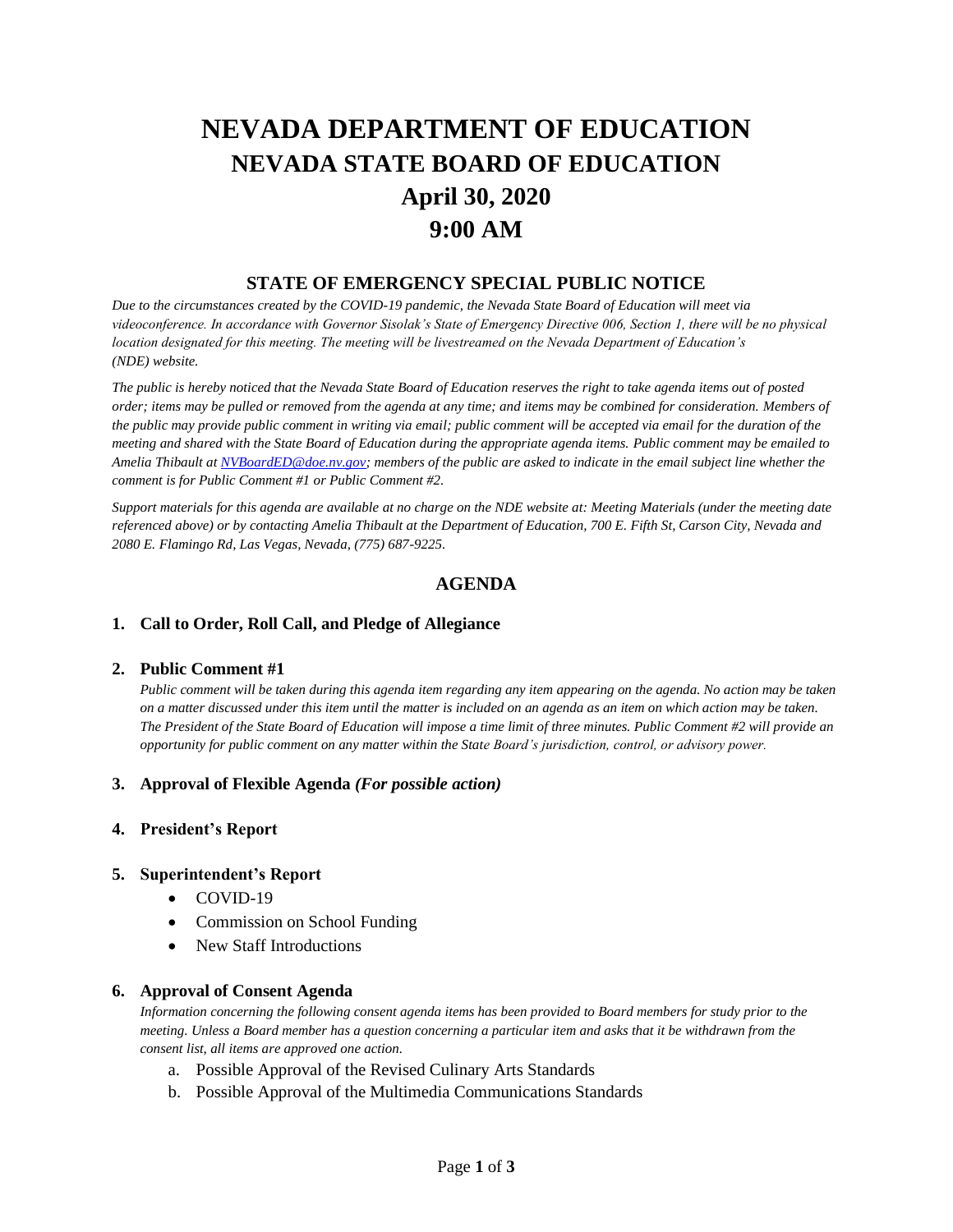# NEVADA DEPARTMENT OF EDUCATION
## NEVADA STATE BOARD OF EDUCATION
## April 30, 2020
## 9:00 AM

### STATE OF EMERGENCY SPECIAL PUBLIC NOTICE

*Due to the circumstances created by the COVID-19 pandemic, the Nevada State Board of Education will meet via videoconference. In accordance with Governor Sisolak's State of Emergency Directive 006, Section 1, there will be no physical location designated for this meeting. The meeting will be livestreamed on the Nevada Department of Education's (NDE) website.*

*The public is hereby noticed that the Nevada State Board of Education reserves the right to take agenda items out of posted order; items may be pulled or removed from the agenda at any time; and items may be combined for consideration. Members of the public may provide public comment in writing via email; public comment will be accepted via email for the duration of the meeting and shared with the State Board of Education during the appropriate agenda items. Public comment may be emailed to Amelia Thibault at NVBoardED@doe.nv.gov; members of the public are asked to indicate in the email subject line whether the comment is for Public Comment #1 or Public Comment #2.*

*Support materials for this agenda are available at no charge on the NDE website at: Meeting Materials (under the meeting date referenced above) or by contacting Amelia Thibault at the Department of Education, 700 E. Fifth St, Carson City, Nevada and 2080 E. Flamingo Rd, Las Vegas, Nevada, (775) 687-9225.*

### AGENDA

**1. Call to Order, Roll Call, and Pledge of Allegiance**

**2. Public Comment #1**

*Public comment will be taken during this agenda item regarding any item appearing on the agenda. No action may be taken on a matter discussed under this item until the matter is included on an agenda as an item on which action may be taken. The President of the State Board of Education will impose a time limit of three minutes. Public Comment #2 will provide an opportunity for public comment on any matter within the State Board's jurisdiction, control, or advisory power.*

**3. Approval of Flexible Agenda** ***(For possible action)***

**4. President's Report**

**5. Superintendent's Report**

- COVID-19
- Commission on School Funding
- New Staff Introductions

**6. Approval of Consent Agenda**

*Information concerning the following consent agenda items has been provided to Board members for study prior to the meeting. Unless a Board member has a question concerning a particular item and asks that it be withdrawn from the consent list, all items are approved one action.*

a. Possible Approval of the Revised Culinary Arts Standards
b. Possible Approval of the Multimedia Communications Standards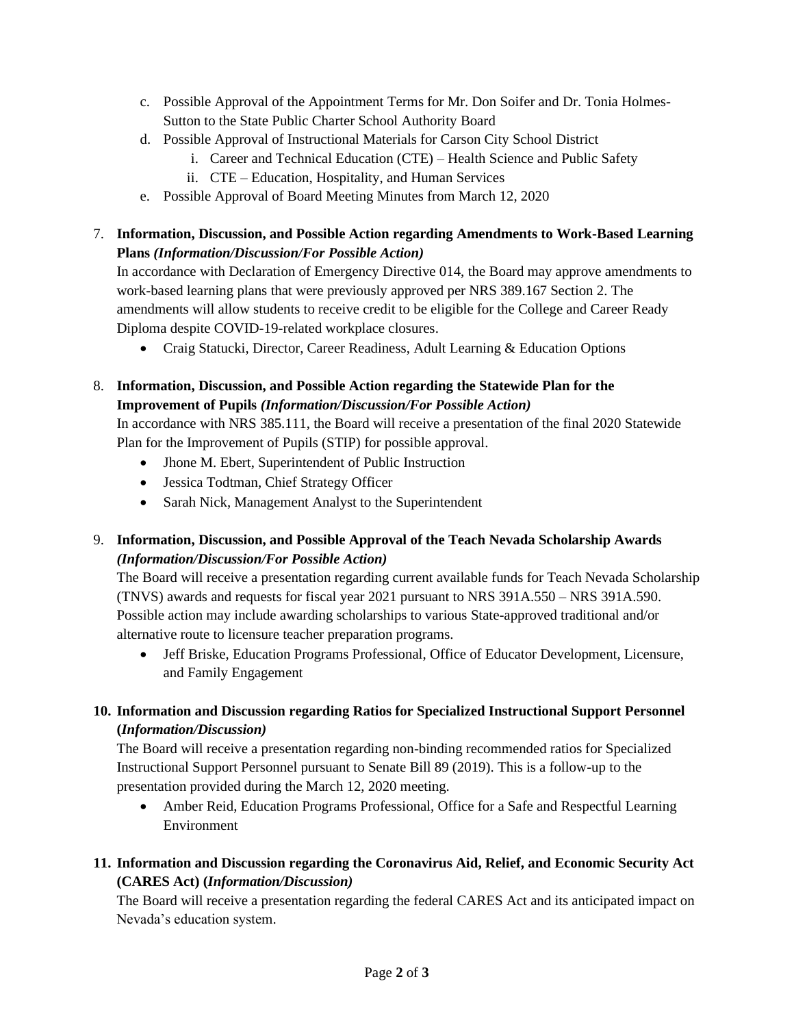c. Possible Approval of the Appointment Terms for Mr. Don Soifer and Dr. Tonia Holmes-Sutton to the State Public Charter School Authority Board
d. Possible Approval of Instructional Materials for Carson City School District
    i. Career and Technical Education (CTE) – Health Science and Public Safety
    ii. CTE – Education, Hospitality, and Human Services
e. Possible Approval of Board Meeting Minutes from March 12, 2020

7. **Information, Discussion, and Possible Action regarding Amendments to Work-Based Learning Plans *(Information/Discussion/For Possible Action)***
   In accordance with Declaration of Emergency Directive 014, the Board may approve amendments to work-based learning plans that were previously approved per NRS 389.167 Section 2. The amendments will allow students to receive credit to be eligible for the College and Career Ready Diploma despite COVID-19-related workplace closures.
   - Craig Statucki, Director, Career Readiness, Adult Learning & Education Options

8. **Information, Discussion, and Possible Action regarding the Statewide Plan for the Improvement of Pupils *(Information/Discussion/For Possible Action)***
   In accordance with NRS 385.111, the Board will receive a presentation of the final 2020 Statewide Plan for the Improvement of Pupils (STIP) for possible approval.
   - Jhone M. Ebert, Superintendent of Public Instruction
   - Jessica Todtman, Chief Strategy Officer
   - Sarah Nick, Management Analyst to the Superintendent

9. **Information, Discussion, and Possible Approval of the Teach Nevada Scholarship Awards *(Information/Discussion/For Possible Action)***
   The Board will receive a presentation regarding current available funds for Teach Nevada Scholarship (TNVS) awards and requests for fiscal year 2021 pursuant to NRS 391A.550 – NRS 391A.590. Possible action may include awarding scholarships to various State-approved traditional and/or alternative route to licensure teacher preparation programs.
   - Jeff Briske, Education Programs Professional, Office of Educator Development, Licensure, and Family Engagement

10. **Information and Discussion regarding Ratios for Specialized Instructional Support Personnel (*Information/Discussion)***
    The Board will receive a presentation regarding non-binding recommended ratios for Specialized Instructional Support Personnel pursuant to Senate Bill 89 (2019). This is a follow-up to the presentation provided during the March 12, 2020 meeting.
    - Amber Reid, Education Programs Professional, Office for a Safe and Respectful Learning Environment

11. **Information and Discussion regarding the Coronavirus Aid, Relief, and Economic Security Act (CARES Act) (*Information/Discussion)***
    The Board will receive a presentation regarding the federal CARES Act and its anticipated impact on Nevada's education system.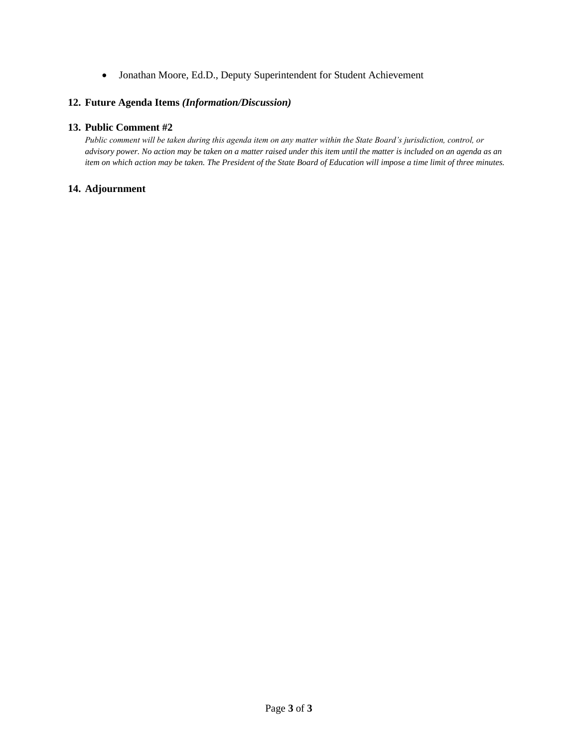- Jonathan Moore, Ed.D., Deputy Superintendent for Student Achievement

## 12. Future Agenda Items *(Information/Discussion)*

## 13. Public Comment #2

*Public comment will be taken during this agenda item on any matter within the State Board's jurisdiction, control, or advisory power. No action may be taken on a matter raised under this item until the matter is included on an agenda as an item on which action may be taken. The President of the State Board of Education will impose a time limit of three minutes.*

## 14. Adjournment